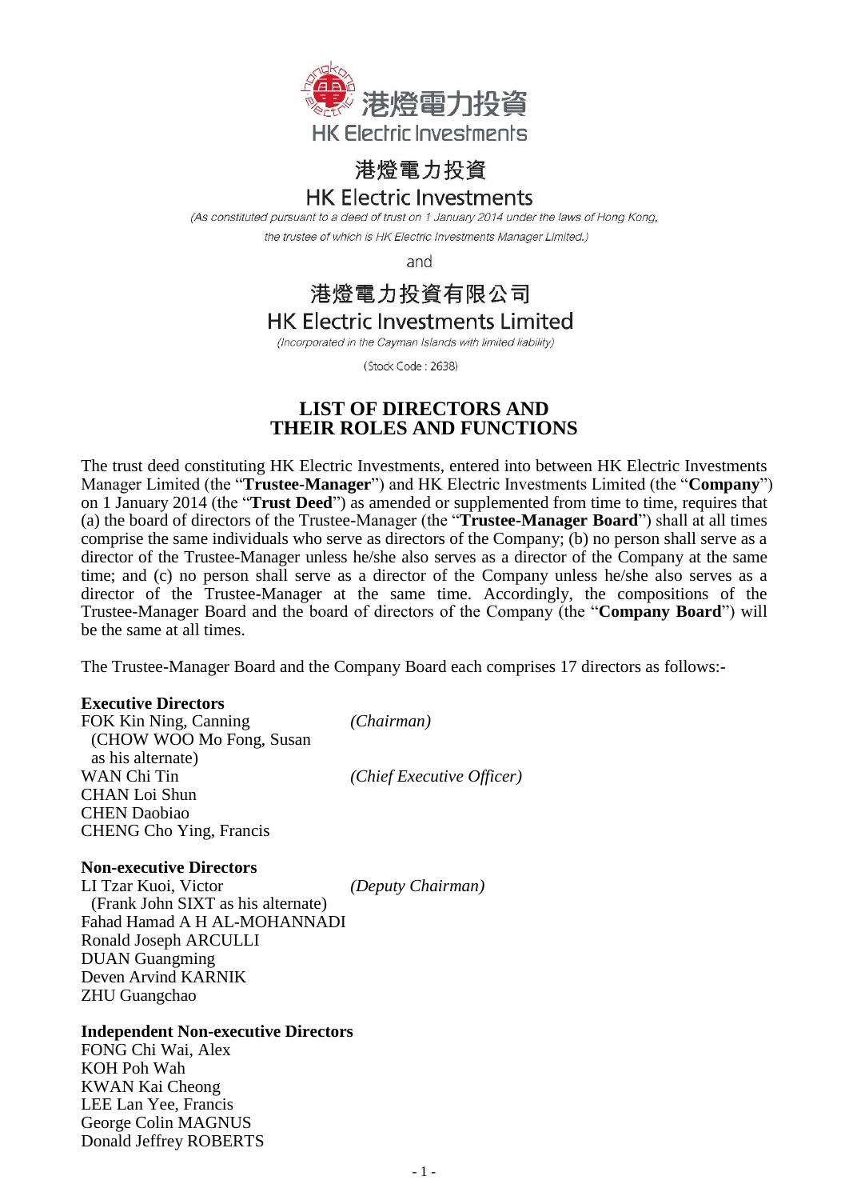# 港燈電力投資
# HK Electric Investments

*(As constituted pursuant to a deed of trust on 1 January 2014 under the laws of Hong Kong, the trustee of which is HK Electric Investments Manager Limited.)*

and

# 港燈電力投資有限公司
# HK Electric Investments Limited

*(Incorporated in the Cayman Islands with limited liability)*

(Stock Code : 2638)

## LIST OF DIRECTORS AND THEIR ROLES AND FUNCTIONS

The trust deed constituting HK Electric Investments, entered into between HK Electric Investments Manager Limited (the "**Trustee-Manager**") and HK Electric Investments Limited (the "**Company**") on 1 January 2014 (the "**Trust Deed**") as amended or supplemented from time to time, requires that (a) the board of directors of the Trustee-Manager (the "**Trustee-Manager Board**") shall at all times comprise the same individuals who serve as directors of the Company; (b) no person shall serve as a director of the Trustee-Manager unless he/she also serves as a director of the Company at the same time; and (c) no person shall serve as a director of the Company unless he/she also serves as a director of the Trustee-Manager at the same time. Accordingly, the compositions of the Trustee-Manager Board and the board of directors of the Company (the "**Company Board**") will be the same at all times.

The Trustee-Manager Board and the Company Board each comprises 17 directors as follows:-

**Executive Directors**

FOK Kin Ning, Canning *(Chairman)*
(CHOW WOO Mo Fong, Susan as his alternate)
WAN Chi Tin *(Chief Executive Officer)*
CHAN Loi Shun
CHEN Daobiao
CHENG Cho Ying, Francis

**Non-executive Directors**

LI Tzar Kuoi, Victor *(Deputy Chairman)*
(Frank John SIXT as his alternate)
Fahad Hamad A H AL-MOHANNADI
Ronald Joseph ARCULLI
DUAN Guangming
Deven Arvind KARNIK
ZHU Guangchao

**Independent Non-executive Directors**

FONG Chi Wai, Alex
KOH Poh Wah
KWAN Kai Cheong
LEE Lan Yee, Francis
George Colin MAGNUS
Donald Jeffrey ROBERTS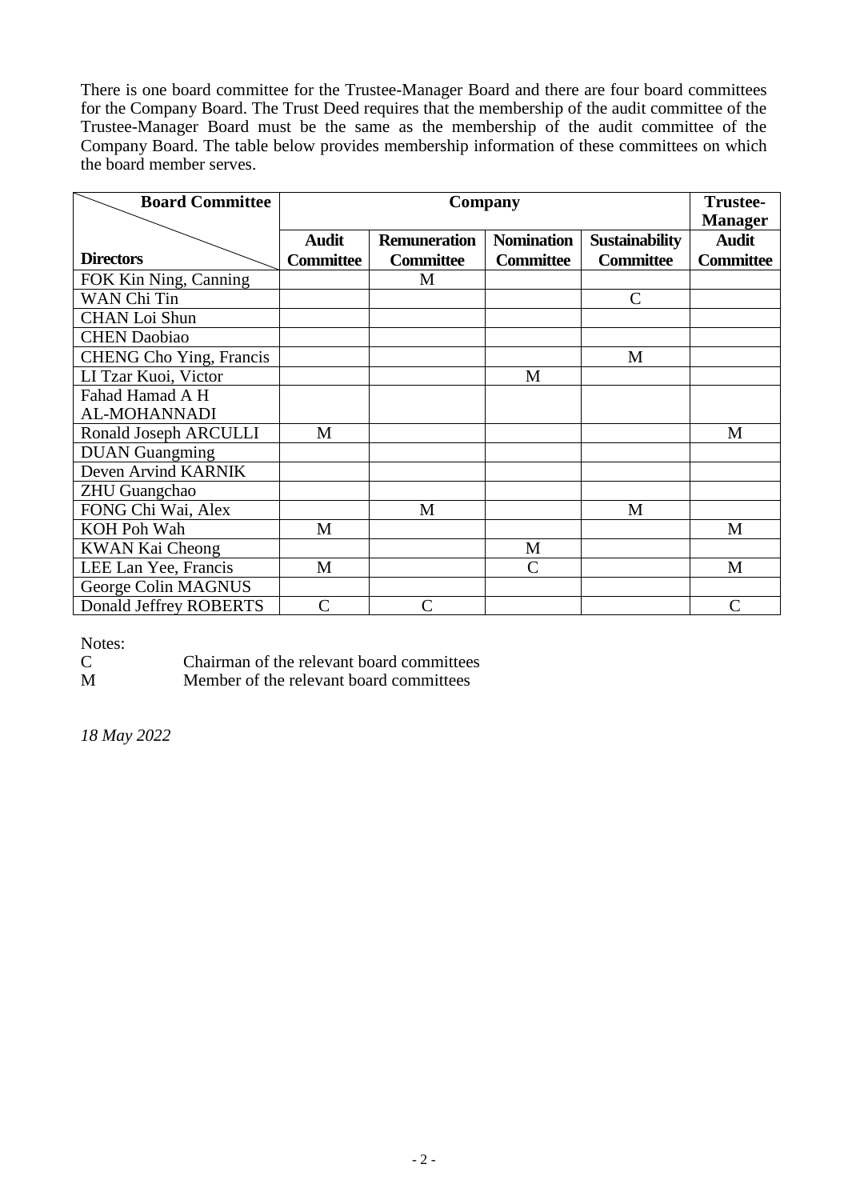There is one board committee for the Trustee-Manager Board and there are four board committees for the Company Board. The Trust Deed requires that the membership of the audit committee of the Trustee-Manager Board must be the same as the membership of the audit committee of the Company Board. The table below provides membership information of these committees on which the board member serves.

| Board Committee | Company | | | | Trustee-Manager |
|---|---|---|---|---|---|
| **Directors** | **Audit Committee** | **Remuneration Committee** | **Nomination Committee** | **Sustainability Committee** | **Audit Committee** |
| FOK Kin Ning, Canning | | M | | | |
| WAN Chi Tin | | | | C | |
| CHAN Loi Shun | | | | | |
| CHEN Daobiao | | | | | |
| CHENG Cho Ying, Francis | | | | M | |
| LI Tzar Kuoi, Victor | | | M | | |
| Fahad Hamad A H AL-MOHANNADI | | | | | |
| Ronald Joseph ARCULLI | M | | | | M |
| DUAN Guangming | | | | | |
| Deven Arvind KARNIK | | | | | |
| ZHU Guangchao | | | | | |
| FONG Chi Wai, Alex | | M | | M | |
| KOH Poh Wah | M | | | | M |
| KWAN Kai Cheong | | | M | | |
| LEE Lan Yee, Francis | M | | C | | M |
| George Colin MAGNUS | | | | | |
| Donald Jeffrey ROBERTS | C | C | | | C |

Notes:

C Chairman of the relevant board committees

M Member of the relevant board committees

*18 May 2022*